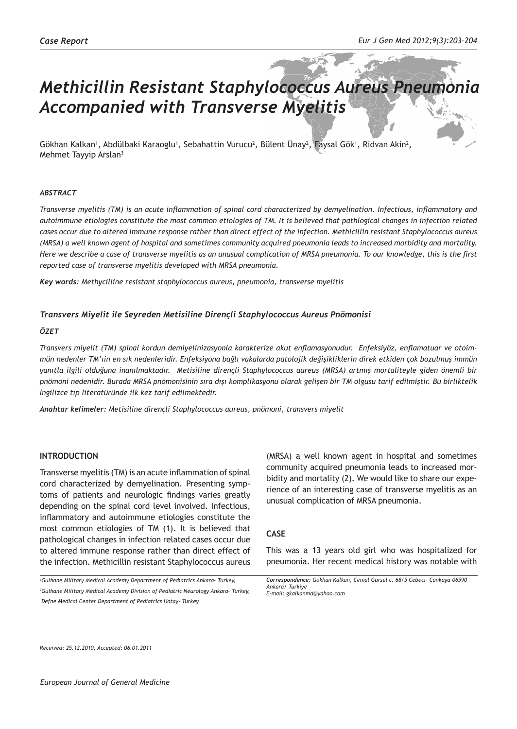*Case Report*

# *Methicillin Resistant Staphylococcus Aureus Pneumonia Accompanied with Transverse Myelitis*

Gökhan Kalkan[1], Abdülbaki Karaoglu[1], Sebahattin Vurucu[2], Bülent Ünay[2], Faysal Gök[1], Ridvan Akin[2], Mehmet Tayyip Arslan[3]

### *ABSTRACT*

*Transverse myelitis (TM) is an acute inflammation of spinal cord characterized by demyelination. Infectious, inflammatory and autoimmune etiologies constitute the most common etiologies of TM. It is believed that pathlogical changes in infection related cases occur due to altered immune response rather than direct effect of the infection. Methicillin resistant Staphylococcus aureus (MRSA) a well known agent of hospital and sometimes community acquired pneumonia leads to increased morbidity and mortality. Here we describe a case of transverse myelitis as an unusual complication of MRSA pneumonia. To our knowledge, this is the first reported case of transverse myelitis developed with MRSA pneumonia.*

***Key words:** Methycilline resistant staphylococcus aureus, pneumonia, transverse myelitis*

### *Transvers Miyelit ile Seyreden Metisiline Dirençli Staphylococcus Aureus Pnömonisi*

### *ÖZET*

*Transvers miyelit (TM) spinal kordun demiyelinizasyonla karakterize akut enflamasyonudur. Enfeksiyöz, enflamatuar ve otoimmün nedenler TM'ıin en sık nedenleridir. Enfeksiyona bağlı vakalarda patolojik değişikliklerin direk etkiden çok bozulmuş immün yanıtla ilgili olduğuna inanılmaktadır. Metisiline dirençli Staphylococcus aureus (MRSA) artmış mortaliteyle giden önemli bir pnömoni nedenidir. Burada MRSA pnömonisinin sıra dışı komplikasyonu olarak gelişen bir TM olgusu tarif edilmiştir. Bu birliktelik İngilizce tıp literatüründe ilk kez tarif edilmektedir.*

***Anahtar kelimeler:** Metisiline dirençli Staphylococcus aureus, pnömoni, transvers miyelit*

## INTRODUCTION

Transverse myelitis (TM) is an acute inflammation of spinal cord characterized by demyelination. Presenting symptoms of patients and neurologic findings varies greatly depending on the spinal cord level involved. Infectious, inflammatory and autoimmune etiologies constitute the most common etiologies of TM (1). It is believed that pathological changes in infection related cases occur due to altered immune response rather than direct effect of the infection. Methicillin resistant Staphylococcus aureus (MRSA) a well known agent in hospital and sometimes community acquired pneumonia leads to increased morbidity and mortality (2). We would like to share our experience of an interesting case of transverse myelitis as an unusual complication of MRSA pneumonia.

## CASE

This was a 13 years old girl who was hospitalized for pneumonia. Her recent medical history was notable with

[1]Gulhane Military Medical Academy Department of Pediatrics Ankara- Turkey,
[2]Gulhane Military Medical Academy Division of Pediatric Neurology Ankara- Turkey,
[3]Defne Medical Center Department of Pediatrics Hatay- Turkey

***Correspondence:** Gokhan Kalkan, Cemal Gursel c. 68/5 Cebeci- Cankaya-06590 Ankara/ Turkiye*
*E-mail: gkalkanmd@yahoo.com*

*Received: 25.12.2010, Accepted: 06.01.2011*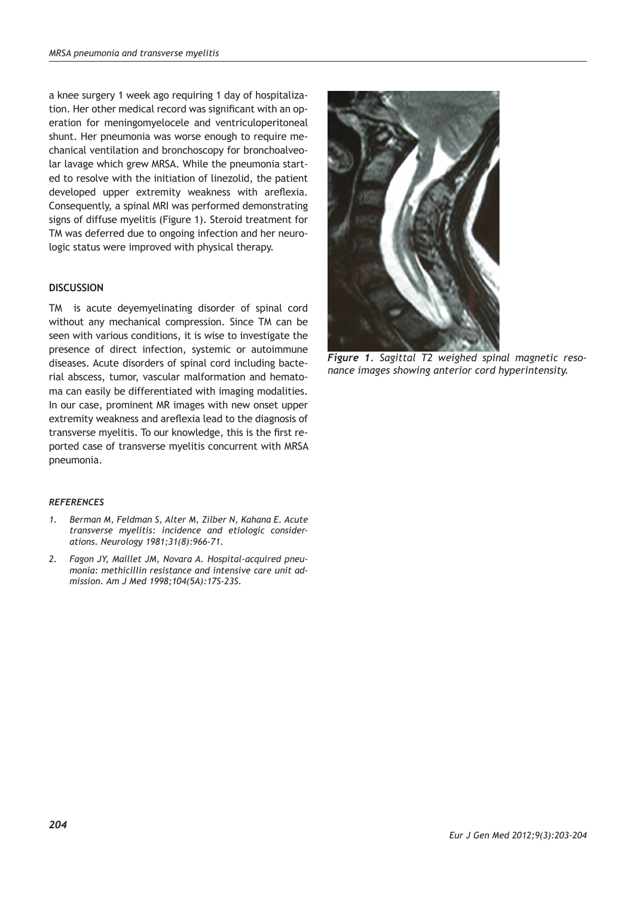a knee surgery 1 week ago requiring 1 day of hospitalization. Her other medical record was significant with an operation for meningomyelocele and ventriculoperitoneal shunt. Her pneumonia was worse enough to require mechanical ventilation and bronchoscopy for bronchoalveolar lavage which grew MRSA. While the pneumonia started to resolve with the initiation of linezolid, the patient developed upper extremity weakness with areflexia. Consequently, a spinal MRI was performed demonstrating signs of diffuse myelitis (Figure 1). Steroid treatment for TM was deferred due to ongoing infection and her neurologic status were improved with physical therapy.

**Figure 1.** *Sagittal T2 weighed spinal magnetic resonance images showing anterior cord hyperintensity.*

## DISCUSSION

TM is acute deyemyelinating disorder of spinal cord without any mechanical compression. Since TM can be seen with various conditions, it is wise to investigate the presence of direct infection, systemic or autoimmune diseases. Acute disorders of spinal cord including bacterial abscess, tumor, vascular malformation and hematoma can easily be differentiated with imaging modalities. In our case, prominent MR images with new onset upper extremity weakness and areflexia lead to the diagnosis of transverse myelitis. To our knowledge, this is the first reported case of transverse myelitis concurrent with MRSA pneumonia.

### *REFERENCES*

1. *Berman M, Feldman S, Alter M, Zilber N, Kahana E. Acute transverse myelitis: incidence and etiologic considerations. Neurology 1981;31(8):966-71.*
2. *Fagon JY, Maillet JM, Novara A. Hospital-acquired pneumonia: methicillin resistance and intensive care unit admission. Am J Med 1998;104(5A):17S-23S.*